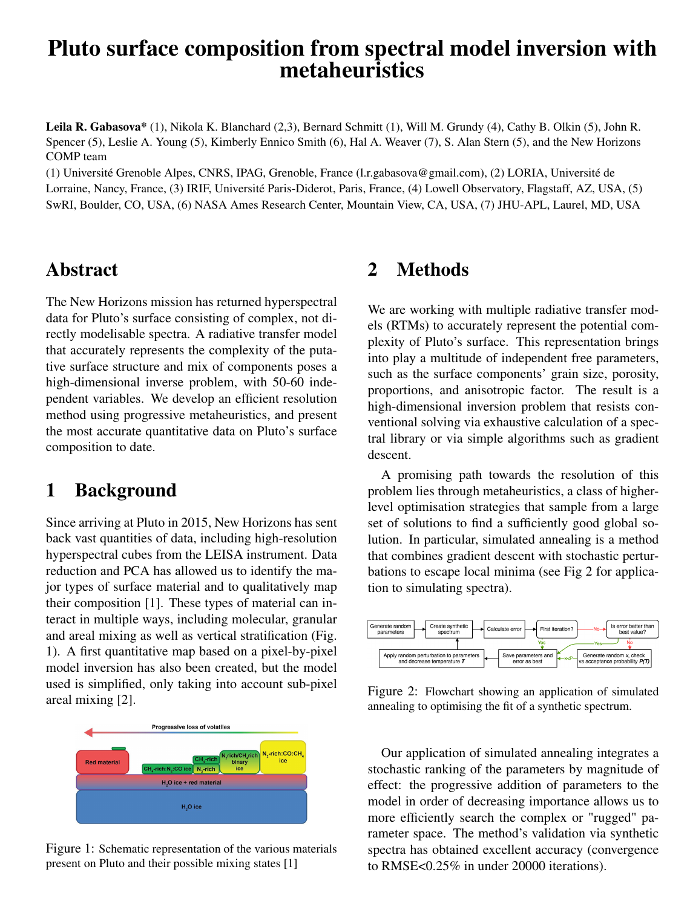# Pluto surface composition from spectral model inversion with metaheuristics

**Leila R. Gabasova*** (1), Nikola K. Blanchard (2,3), Bernard Schmitt (1), Will M. Grundy (4), Cathy B. Olkin (5), John R. Spencer (5), Leslie A. Young (5), Kimberly Ennico Smith (6), Hal A. Weaver (7), S. Alan Stern (5), and the New Horizons COMP team

(1) Université Grenoble Alpes, CNRS, IPAG, Grenoble, France (l.r.gabasova@gmail.com), (2) LORIA, Université de Lorraine, Nancy, France, (3) IRIF, Université Paris-Diderot, Paris, France, (4) Lowell Observatory, Flagstaff, AZ, USA, (5) SwRI, Boulder, CO, USA, (6) NASA Ames Research Center, Mountain View, CA, USA, (7) JHU-APL, Laurel, MD, USA

## Abstract

The New Horizons mission has returned hyperspectral data for Pluto's surface consisting of complex, not directly modelisable spectra. A radiative transfer model that accurately represents the complexity of the putative surface structure and mix of components poses a high-dimensional inverse problem, with 50-60 independent variables. We develop an efficient resolution method using progressive metaheuristics, and present the most accurate quantitative data on Pluto's surface composition to date.

## 1 Background

Since arriving at Pluto in 2015, New Horizons has sent back vast quantities of data, including high-resolution hyperspectral cubes from the LEISA instrument. Data reduction and PCA has allowed us to identify the major types of surface material and to qualitatively map their composition [1]. These types of material can interact in multiple ways, including molecular, granular and areal mixing as well as vertical stratification (Fig. 1). A first quantitative map based on a pixel-by-pixel model inversion has also been created, but the model used is simplified, only taking into account sub-pixel areal mixing [2].

Figure 1: Schematic representation of the various materials present on Pluto and their possible mixing states [1]

## 2 Methods

We are working with multiple radiative transfer models (RTMs) to accurately represent the potential complexity of Pluto's surface. This representation brings into play a multitude of independent free parameters, such as the surface components' grain size, porosity, proportions, and anisotropic factor. The result is a high-dimensional inversion problem that resists conventional solving via exhaustive calculation of a spectral library or via simple algorithms such as gradient descent.

A promising path towards the resolution of this problem lies through metaheuristics, a class of higher-level optimisation strategies that sample from a large set of solutions to find a sufficiently good global solution. In particular, simulated annealing is a method that combines gradient descent with stochastic perturbations to escape local minima (see Fig 2 for application to simulating spectra).

Figure 2: Flowchart showing an application of simulated annealing to optimising the fit of a synthetic spectrum.

Our application of simulated annealing integrates a stochastic ranking of the parameters by magnitude of effect: the progressive addition of parameters to the model in order of decreasing importance allows us to more efficiently search the complex or "rugged" parameter space. The method's validation via synthetic spectra has obtained excellent accuracy (convergence to RMSE<0.25% in under 20000 iterations).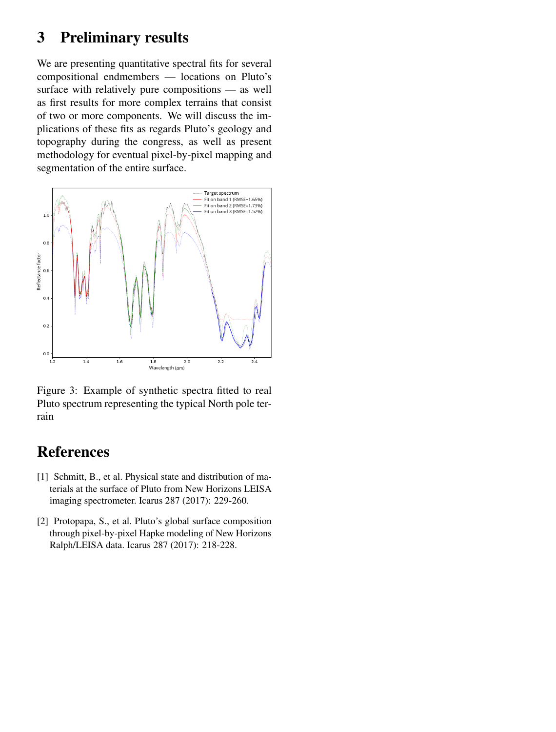## 3 Preliminary results

We are presenting quantitative spectral fits for several compositional endmembers — locations on Pluto's surface with relatively pure compositions — as well as first results for more complex terrains that consist of two or more components. We will discuss the implications of these fits as regards Pluto's geology and topography during the congress, as well as present methodology for eventual pixel-by-pixel mapping and segmentation of the entire surface.

Target spectrum
Fit on band 1 (RMSE=1.65%)
Fit on band 2 (RMSE=1.73%)
Fit on band 3 (RMSE=1.52%)

Reflectance factor
0.0
0.2
0.4
0.6
0.8
1.0

1.2
1.4
1.6
1.8
2.0
2.2
2.4
Wavelength (μm)

Figure 3: Example of synthetic spectra fitted to real Pluto spectrum representing the typical North pole terrain

## References

[1] Schmitt, B., et al. Physical state and distribution of materials at the surface of Pluto from New Horizons LEISA imaging spectrometer. Icarus 287 (2017): 229-260.

[2] Protopapa, S., et al. Pluto's global surface composition through pixel-by-pixel Hapke modeling of New Horizons Ralph/LEISA data. Icarus 287 (2017): 218-228.